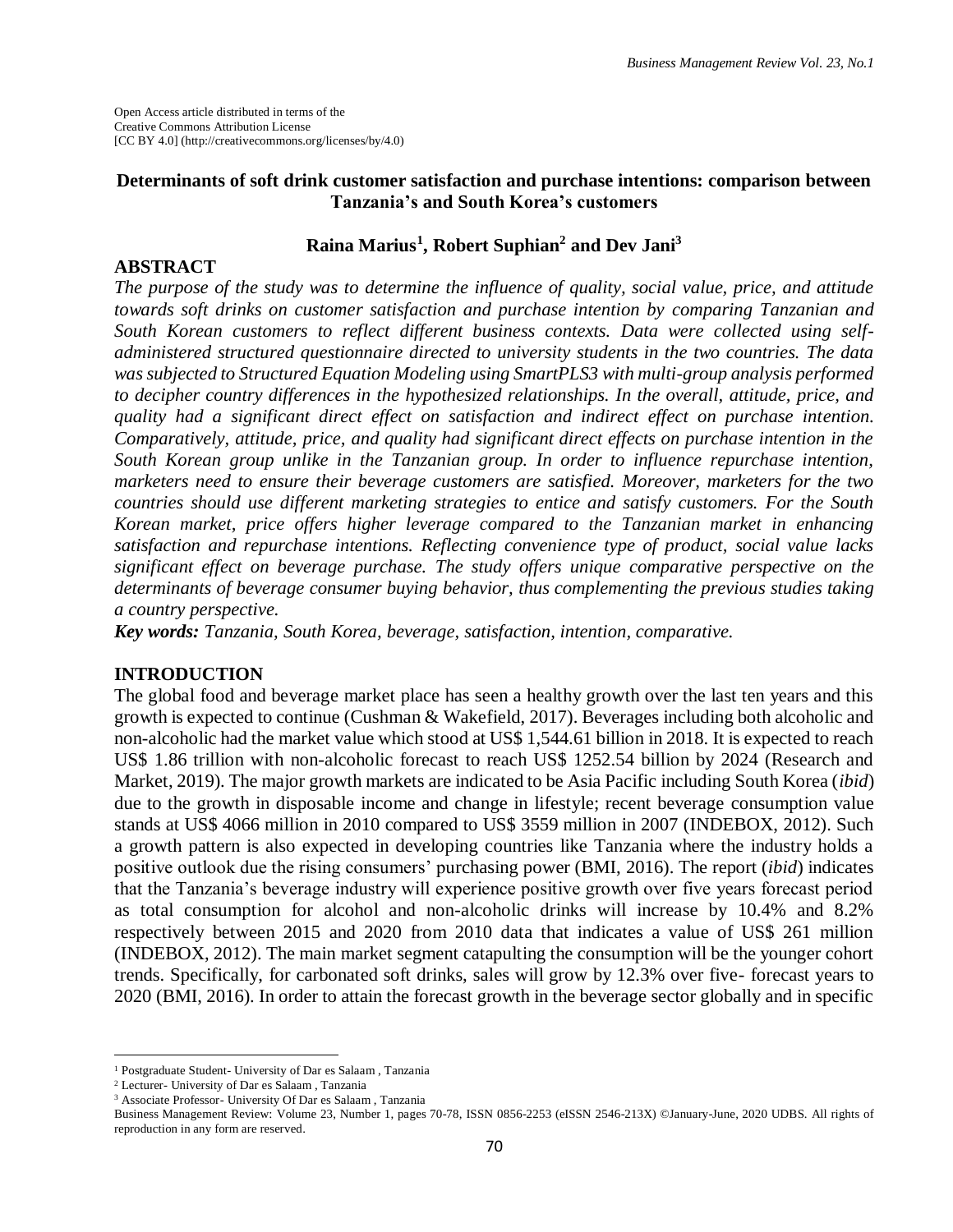Open Access article distributed in terms of the
Creative Commons Attribution License
[CC BY 4.0] (http://creativecommons.org/licenses/by/4.0)

# Determinants of soft drink customer satisfaction and purchase intentions: comparison between Tanzania's and South Korea's customers

**Raina Marius[1], Robert Suphian[2] and Dev Jani[3]**

## ABSTRACT

*The purpose of the study was to determine the influence of quality, social value, price, and attitude towards soft drinks on customer satisfaction and purchase intention by comparing Tanzanian and South Korean customers to reflect different business contexts. Data were collected using self-administered structured questionnaire directed to university students in the two countries. The data was subjected to Structured Equation Modeling using SmartPLS3 with multi-group analysis performed to decipher country differences in the hypothesized relationships. In the overall, attitude, price, and quality had a significant direct effect on satisfaction and indirect effect on purchase intention. Comparatively, attitude, price, and quality had significant direct effects on purchase intention in the South Korean group unlike in the Tanzanian group. In order to influence repurchase intention, marketers need to ensure their beverage customers are satisfied. Moreover, marketers for the two countries should use different marketing strategies to entice and satisfy customers. For the South Korean market, price offers higher leverage compared to the Tanzanian market in enhancing satisfaction and repurchase intentions. Reflecting convenience type of product, social value lacks significant effect on beverage purchase. The study offers unique comparative perspective on the determinants of beverage consumer buying behavior, thus complementing the previous studies taking a country perspective.*

***Key words:*** *Tanzania, South Korea, beverage, satisfaction, intention, comparative.*

## INTRODUCTION

The global food and beverage market place has seen a healthy growth over the last ten years and this growth is expected to continue (Cushman & Wakefield, 2017). Beverages including both alcoholic and non-alcoholic had the market value which stood at US$ 1,544.61 billion in 2018. It is expected to reach US$ 1.86 trillion with non-alcoholic forecast to reach US$ 1252.54 billion by 2024 (Research and Market, 2019). The major growth markets are indicated to be Asia Pacific including South Korea (*ibid*) due to the growth in disposable income and change in lifestyle; recent beverage consumption value stands at US$ 4066 million in 2010 compared to US$ 3559 million in 2007 (INDEBOX, 2012). Such a growth pattern is also expected in developing countries like Tanzania where the industry holds a positive outlook due the rising consumers' purchasing power (BMI, 2016). The report (*ibid*) indicates that the Tanzania's beverage industry will experience positive growth over five years forecast period as total consumption for alcohol and non-alcoholic drinks will increase by 10.4% and 8.2% respectively between 2015 and 2020 from 2010 data that indicates a value of US$ 261 million (INDEBOX, 2012). The main market segment catapulting the consumption will be the younger cohort trends. Specifically, for carbonated soft drinks, sales will grow by 12.3% over five- forecast years to 2020 (BMI, 2016). In order to attain the forecast growth in the beverage sector globally and in specific

---

[1] Postgraduate Student- University of Dar es Salaam , Tanzania

[2] Lecturer- University of Dar es Salaam , Tanzania

[3] Associate Professor- University Of Dar es Salaam , Tanzania

Business Management Review: Volume 23, Number 1, pages 70-78, ISSN 0856-2253 (eISSN 2546-213X) ©January-June, 2020 UDBS. All rights of reproduction in any form are reserved.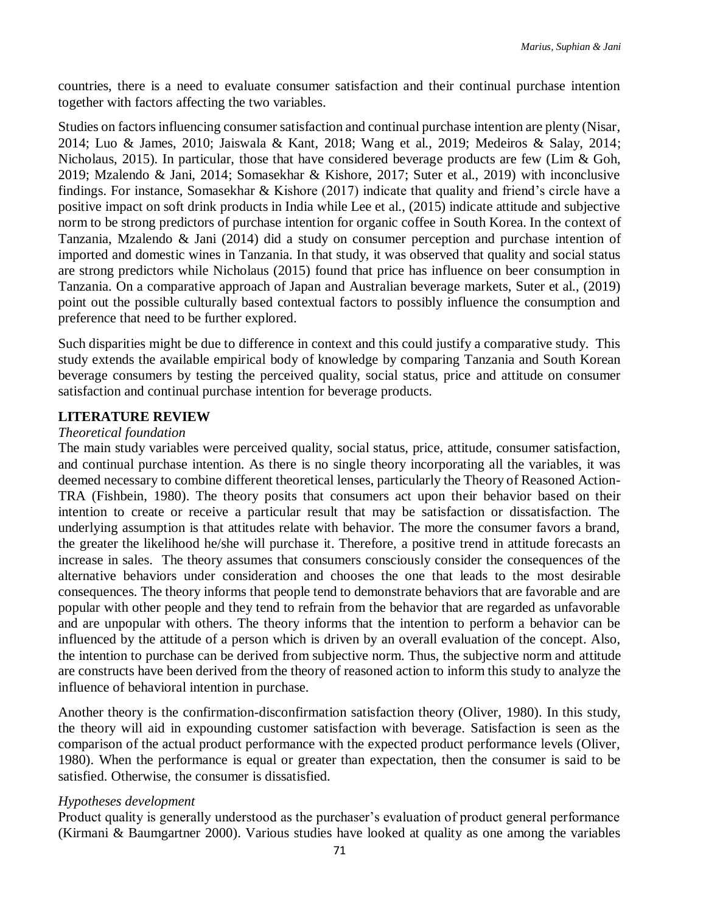countries, there is a need to evaluate consumer satisfaction and their continual purchase intention together with factors affecting the two variables.

Studies on factors influencing consumer satisfaction and continual purchase intention are plenty (Nisar, 2014; Luo & James, 2010; Jaiswala & Kant, 2018; Wang et al., 2019; Medeiros & Salay, 2014; Nicholaus, 2015). In particular, those that have considered beverage products are few (Lim & Goh, 2019; Mzalendo & Jani, 2014; Somasekhar & Kishore, 2017; Suter et al., 2019) with inconclusive findings. For instance, Somasekhar & Kishore (2017) indicate that quality and friend's circle have a positive impact on soft drink products in India while Lee et al., (2015) indicate attitude and subjective norm to be strong predictors of purchase intention for organic coffee in South Korea. In the context of Tanzania, Mzalendo & Jani (2014) did a study on consumer perception and purchase intention of imported and domestic wines in Tanzania. In that study, it was observed that quality and social status are strong predictors while Nicholaus (2015) found that price has influence on beer consumption in Tanzania. On a comparative approach of Japan and Australian beverage markets, Suter et al., (2019) point out the possible culturally based contextual factors to possibly influence the consumption and preference that need to be further explored.

Such disparities might be due to difference in context and this could justify a comparative study. This study extends the available empirical body of knowledge by comparing Tanzania and South Korean beverage consumers by testing the perceived quality, social status, price and attitude on consumer satisfaction and continual purchase intention for beverage products.

## LITERATURE REVIEW

### *Theoretical foundation*

The main study variables were perceived quality, social status, price, attitude, consumer satisfaction, and continual purchase intention. As there is no single theory incorporating all the variables, it was deemed necessary to combine different theoretical lenses, particularly the Theory of Reasoned Action-TRA (Fishbein, 1980). The theory posits that consumers act upon their behavior based on their intention to create or receive a particular result that may be satisfaction or dissatisfaction. The underlying assumption is that attitudes relate with behavior. The more the consumer favors a brand, the greater the likelihood he/she will purchase it. Therefore, a positive trend in attitude forecasts an increase in sales. The theory assumes that consumers consciously consider the consequences of the alternative behaviors under consideration and chooses the one that leads to the most desirable consequences. The theory informs that people tend to demonstrate behaviors that are favorable and are popular with other people and they tend to refrain from the behavior that are regarded as unfavorable and are unpopular with others. The theory informs that the intention to perform a behavior can be influenced by the attitude of a person which is driven by an overall evaluation of the concept. Also, the intention to purchase can be derived from subjective norm. Thus, the subjective norm and attitude are constructs have been derived from the theory of reasoned action to inform this study to analyze the influence of behavioral intention in purchase.

Another theory is the confirmation-disconfirmation satisfaction theory (Oliver, 1980). In this study, the theory will aid in expounding customer satisfaction with beverage. Satisfaction is seen as the comparison of the actual product performance with the expected product performance levels (Oliver, 1980). When the performance is equal or greater than expectation, then the consumer is said to be satisfied. Otherwise, the consumer is dissatisfied.

### *Hypotheses development*

Product quality is generally understood as the purchaser's evaluation of product general performance (Kirmani & Baumgartner 2000). Various studies have looked at quality as one among the variables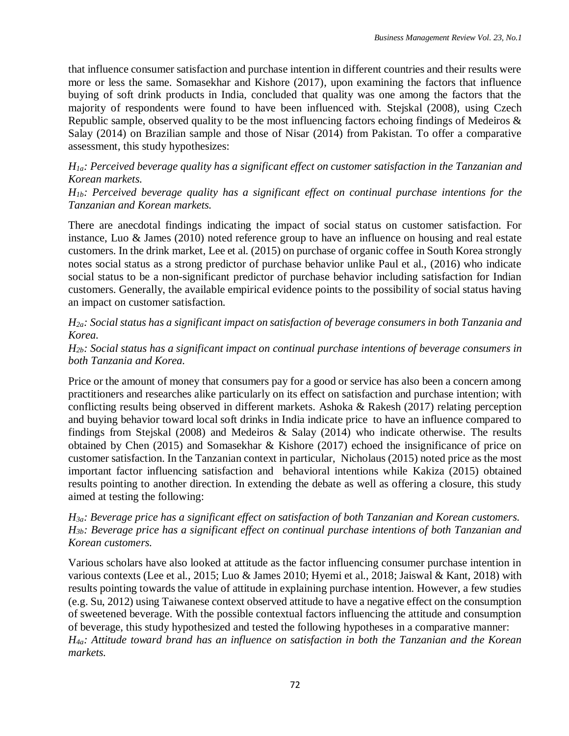that influence consumer satisfaction and purchase intention in different countries and their results were more or less the same. Somasekhar and Kishore (2017), upon examining the factors that influence buying of soft drink products in India, concluded that quality was one among the factors that the majority of respondents were found to have been influenced with. Stejskal (2008), using Czech Republic sample, observed quality to be the most influencing factors echoing findings of Medeiros & Salay (2014) on Brazilian sample and those of Nisar (2014) from Pakistan. To offer a comparative assessment, this study hypothesizes:

*$H_{1a}$: Perceived beverage quality has a significant effect on customer satisfaction in the Tanzanian and Korean markets.*
*$H_{1b}$: Perceived beverage quality has a significant effect on continual purchase intentions for the Tanzanian and Korean markets.*

There are anecdotal findings indicating the impact of social status on customer satisfaction. For instance, Luo & James (2010) noted reference group to have an influence on housing and real estate customers. In the drink market, Lee et al. (2015) on purchase of organic coffee in South Korea strongly notes social status as a strong predictor of purchase behavior unlike Paul et al., (2016) who indicate social status to be a non-significant predictor of purchase behavior including satisfaction for Indian customers. Generally, the available empirical evidence points to the possibility of social status having an impact on customer satisfaction.

*$H_{2a}$: Social status has a significant impact on satisfaction of beverage consumers in both Tanzania and Korea.*
*$H_{2b}$: Social status has a significant impact on continual purchase intentions of beverage consumers in both Tanzania and Korea.*

Price or the amount of money that consumers pay for a good or service has also been a concern among practitioners and researches alike particularly on its effect on satisfaction and purchase intention; with conflicting results being observed in different markets. Ashoka & Rakesh (2017) relating perception and buying behavior toward local soft drinks in India indicate price to have an influence compared to findings from Stejskal (2008) and Medeiros & Salay (2014) who indicate otherwise. The results obtained by Chen (2015) and Somasekhar & Kishore (2017) echoed the insignificance of price on customer satisfaction. In the Tanzanian context in particular, Nicholaus (2015) noted price as the most important factor influencing satisfaction and behavioral intentions while Kakiza (2015) obtained results pointing to another direction. In extending the debate as well as offering a closure, this study aimed at testing the following:

*$H_{3a}$: Beverage price has a significant effect on satisfaction of both Tanzanian and Korean customers.*
*$H_{3b}$: Beverage price has a significant effect on continual purchase intentions of both Tanzanian and Korean customers.*

Various scholars have also looked at attitude as the factor influencing consumer purchase intention in various contexts (Lee et al., 2015; Luo & James 2010; Hyemi et al., 2018; Jaiswal & Kant, 2018) with results pointing towards the value of attitude in explaining purchase intention. However, a few studies (e.g. Su, 2012) using Taiwanese context observed attitude to have a negative effect on the consumption of sweetened beverage. With the possible contextual factors influencing the attitude and consumption of beverage, this study hypothesized and tested the following hypotheses in a comparative manner:
*$H_{4a}$: Attitude toward brand has an influence on satisfaction in both the Tanzanian and the Korean markets.*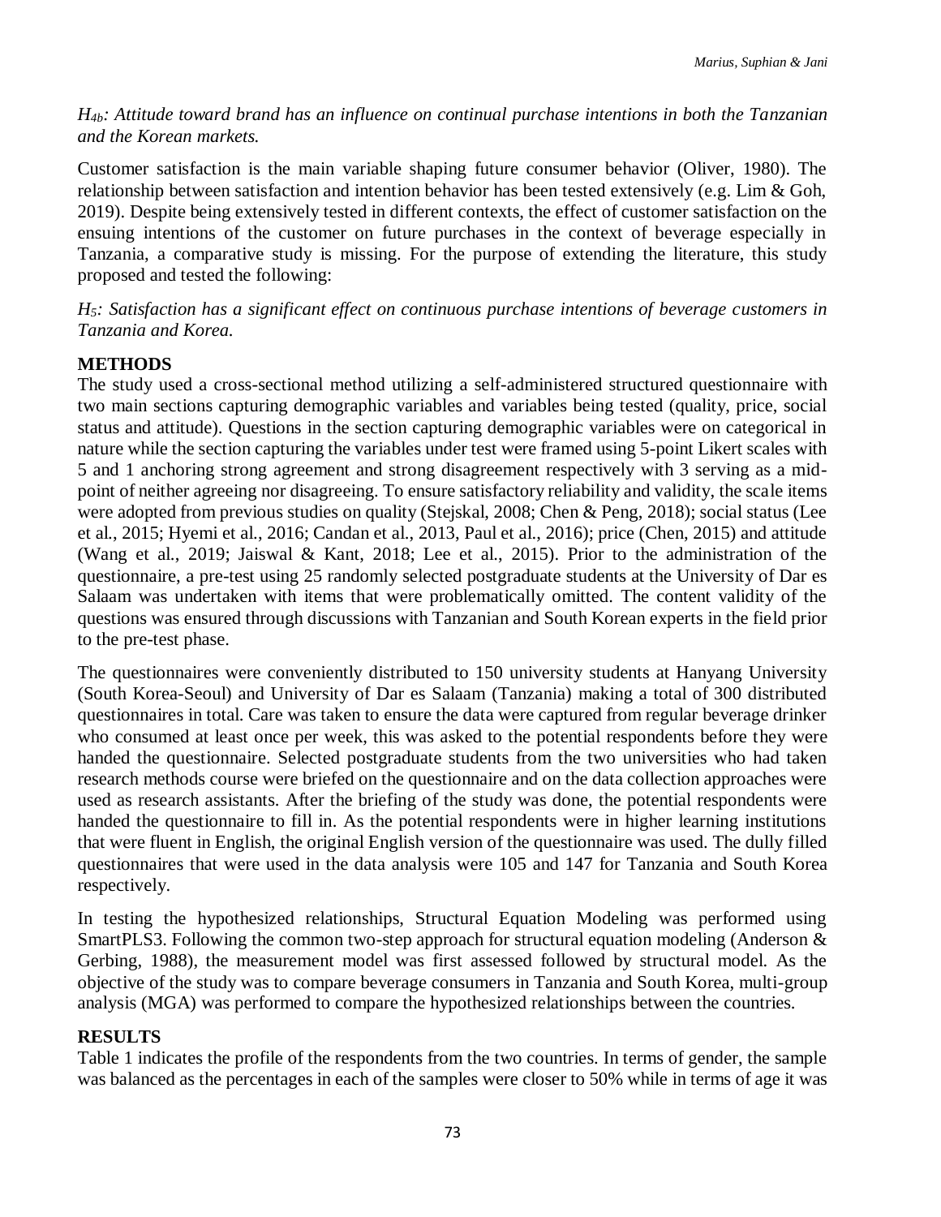*$H_{4b}$: Attitude toward brand has an influence on continual purchase intentions in both the Tanzanian and the Korean markets.*

Customer satisfaction is the main variable shaping future consumer behavior (Oliver, 1980). The relationship between satisfaction and intention behavior has been tested extensively (e.g. Lim & Goh, 2019). Despite being extensively tested in different contexts, the effect of customer satisfaction on the ensuing intentions of the customer on future purchases in the context of beverage especially in Tanzania, a comparative study is missing. For the purpose of extending the literature, this study proposed and tested the following:

*$H_5$: Satisfaction has a significant effect on continuous purchase intentions of beverage customers in Tanzania and Korea.*

## METHODS

The study used a cross-sectional method utilizing a self-administered structured questionnaire with two main sections capturing demographic variables and variables being tested (quality, price, social status and attitude). Questions in the section capturing demographic variables were on categorical in nature while the section capturing the variables under test were framed using 5-point Likert scales with 5 and 1 anchoring strong agreement and strong disagreement respectively with 3 serving as a mid-point of neither agreeing nor disagreeing. To ensure satisfactory reliability and validity, the scale items were adopted from previous studies on quality (Stejskal, 2008; Chen & Peng, 2018); social status (Lee et al., 2015; Hyemi et al., 2016; Candan et al., 2013, Paul et al., 2016); price (Chen, 2015) and attitude (Wang et al., 2019; Jaiswal & Kant, 2018; Lee et al., 2015). Prior to the administration of the questionnaire, a pre-test using 25 randomly selected postgraduate students at the University of Dar es Salaam was undertaken with items that were problematically omitted. The content validity of the questions was ensured through discussions with Tanzanian and South Korean experts in the field prior to the pre-test phase.

The questionnaires were conveniently distributed to 150 university students at Hanyang University (South Korea-Seoul) and University of Dar es Salaam (Tanzania) making a total of 300 distributed questionnaires in total. Care was taken to ensure the data were captured from regular beverage drinker who consumed at least once per week, this was asked to the potential respondents before they were handed the questionnaire. Selected postgraduate students from the two universities who had taken research methods course were briefed on the questionnaire and on the data collection approaches were used as research assistants. After the briefing of the study was done, the potential respondents were handed the questionnaire to fill in. As the potential respondents were in higher learning institutions that were fluent in English, the original English version of the questionnaire was used. The dully filled questionnaires that were used in the data analysis were 105 and 147 for Tanzania and South Korea respectively.

In testing the hypothesized relationships, Structural Equation Modeling was performed using SmartPLS3. Following the common two-step approach for structural equation modeling (Anderson & Gerbing, 1988), the measurement model was first assessed followed by structural model. As the objective of the study was to compare beverage consumers in Tanzania and South Korea, multi-group analysis (MGA) was performed to compare the hypothesized relationships between the countries.

## RESULTS

Table 1 indicates the profile of the respondents from the two countries. In terms of gender, the sample was balanced as the percentages in each of the samples were closer to 50% while in terms of age it was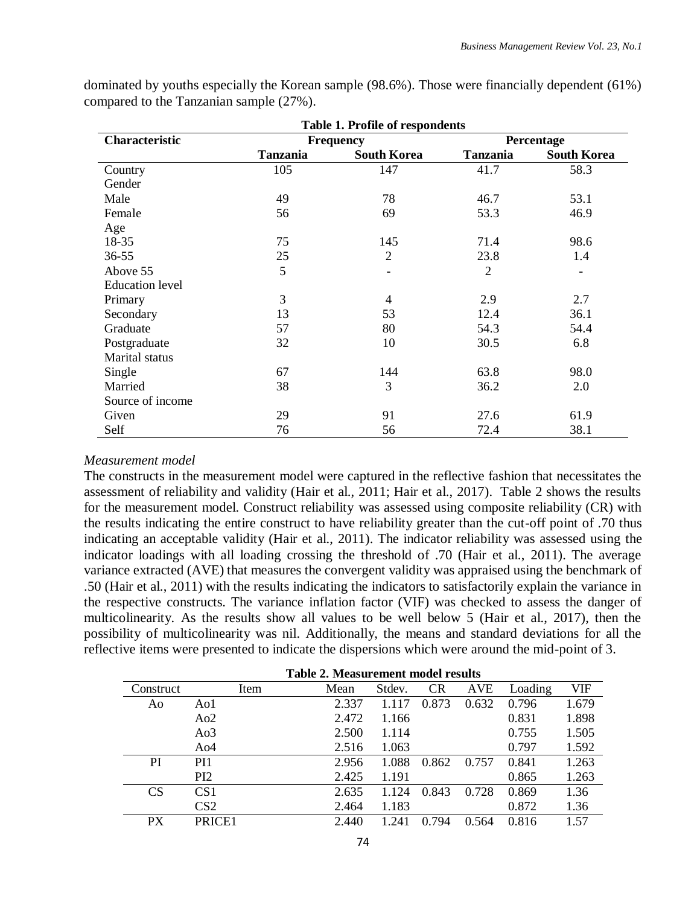dominated by youths especially the Korean sample (98.6%). Those were financially dependent (61%) compared to the Tanzanian sample (27%).

**Table 1. Profile of respondents**

| Characteristic | Frequency | | Percentage | |
|---|---|---|---|---|
| | **Tanzania** | **South Korea** | **Tanzania** | **South Korea** |
| Country | 105 | 147 | 41.7 | 58.3 |
| Gender | | | | |
| Male | 49 | 78 | 46.7 | 53.1 |
| Female | 56 | 69 | 53.3 | 46.9 |
| Age | | | | |
| 18-35 | 75 | 145 | 71.4 | 98.6 |
| 36-55 | 25 | 2 | 23.8 | 1.4 |
| Above 55 | 5 | - | 2 | - |
| Education level | | | | |
| Primary | 3 | 4 | 2.9 | 2.7 |
| Secondary | 13 | 53 | 12.4 | 36.1 |
| Graduate | 57 | 80 | 54.3 | 54.4 |
| Postgraduate | 32 | 10 | 30.5 | 6.8 |
| Marital status | | | | |
| Single | 67 | 144 | 63.8 | 98.0 |
| Married | 38 | 3 | 36.2 | 2.0 |
| Source of income | | | | |
| Given | 29 | 91 | 27.6 | 61.9 |
| Self | 76 | 56 | 72.4 | 38.1 |

*Measurement model*

The constructs in the measurement model were captured in the reflective fashion that necessitates the assessment of reliability and validity (Hair et al., 2011; Hair et al., 2017). Table 2 shows the results for the measurement model. Construct reliability was assessed using composite reliability (CR) with the results indicating the entire construct to have reliability greater than the cut-off point of .70 thus indicating an acceptable validity (Hair et al., 2011). The indicator reliability was assessed using the indicator loadings with all loading crossing the threshold of .70 (Hair et al., 2011). The average variance extracted (AVE) that measures the convergent validity was appraised using the benchmark of .50 (Hair et al., 2011) with the results indicating the indicators to satisfactorily explain the variance in the respective constructs. The variance inflation factor (VIF) was checked to assess the danger of multicolinearity. As the results show all values to be well below 5 (Hair et al., 2017), then the possibility of multicolinearity was nil. Additionally, the means and standard deviations for all the reflective items were presented to indicate the dispersions which were around the mid-point of 3.

**Table 2. Measurement model results**

| Construct | Item | Mean | Stdev. | CR | AVE | Loading | VIF |
|---|---|---|---|---|---|---|---|
| Ao | Ao1 | 2.337 | 1.117 | 0.873 | 0.632 | 0.796 | 1.679 |
| | Ao2 | 2.472 | 1.166 | | | 0.831 | 1.898 |
| | Ao3 | 2.500 | 1.114 | | | 0.755 | 1.505 |
| | Ao4 | 2.516 | 1.063 | | | 0.797 | 1.592 |
| PI | PI1 | 2.956 | 1.088 | 0.862 | 0.757 | 0.841 | 1.263 |
| | PI2 | 2.425 | 1.191 | | | 0.865 | 1.263 |
| CS | CS1 | 2.635 | 1.124 | 0.843 | 0.728 | 0.869 | 1.36 |
| | CS2 | 2.464 | 1.183 | | | 0.872 | 1.36 |
| PX | PRICE1 | 2.440 | 1.241 | 0.794 | 0.564 | 0.816 | 1.57 |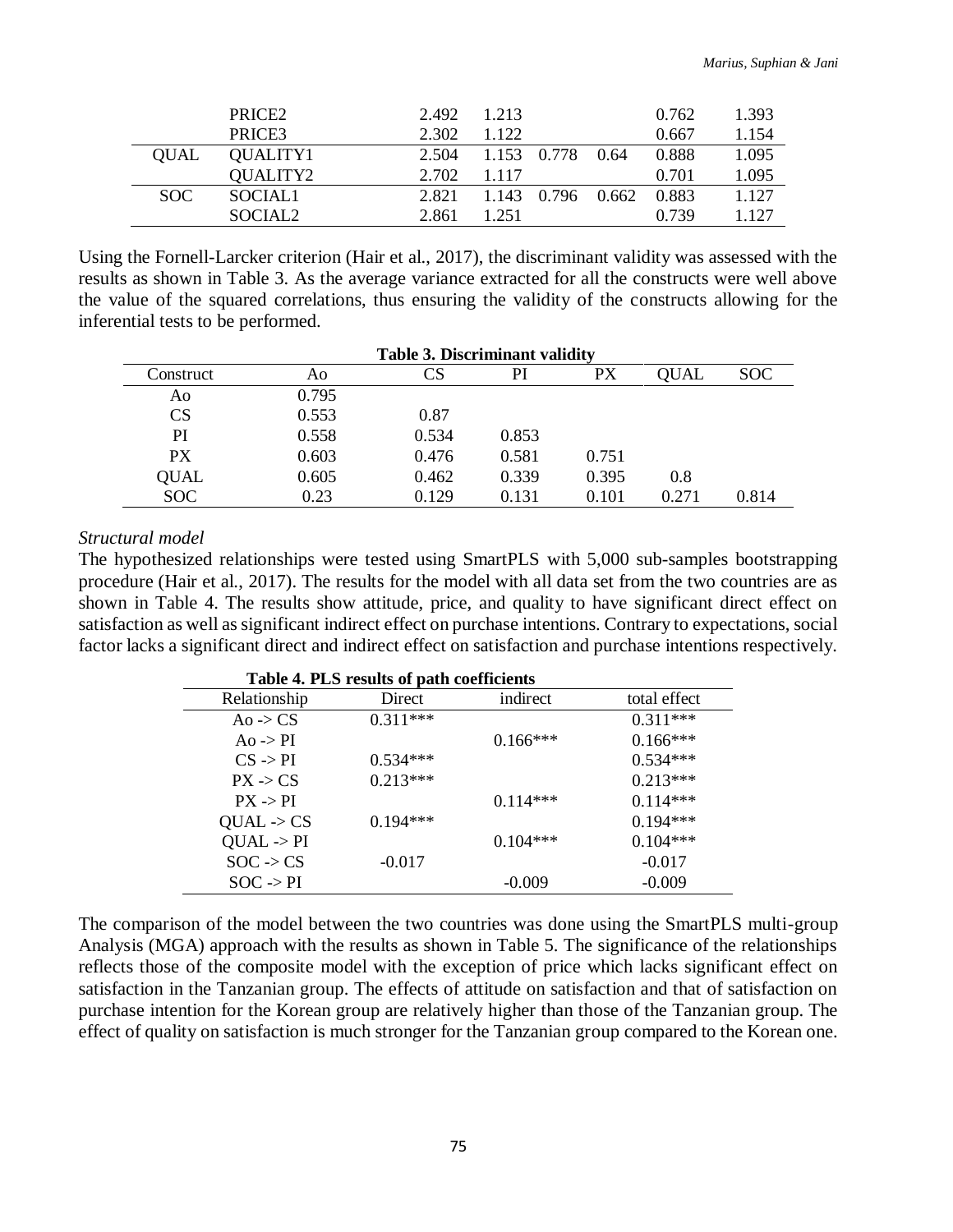| | | | | | | | |
|---|---|---|---|---|---|---|---|
| | PRICE2 | 2.492 | 1.213 | | | 0.762 | 1.393 |
| | PRICE3 | 2.302 | 1.122 | | | 0.667 | 1.154 |
| QUAL | QUALITY1 | 2.504 | 1.153 | 0.778 | 0.64 | 0.888 | 1.095 |
| | QUALITY2 | 2.702 | 1.117 | | | 0.701 | 1.095 |
| SOC | SOCIAL1 | 2.821 | 1.143 | 0.796 | 0.662 | 0.883 | 1.127 |
| | SOCIAL2 | 2.861 | 1.251 | | | 0.739 | 1.127 |

Using the Fornell-Larcker criterion (Hair et al., 2017), the discriminant validity was assessed with the results as shown in Table 3. As the average variance extracted for all the constructs were well above the value of the squared correlations, thus ensuring the validity of the constructs allowing for the inferential tests to be performed.

**Table 3. Discriminant validity**

| Construct | Ao | CS | PI | PX | QUAL | SOC |
|---|---|---|---|---|---|---|
| Ao | 0.795 | | | | | |
| CS | 0.553 | 0.87 | | | | |
| PI | 0.558 | 0.534 | 0.853 | | | |
| PX | 0.603 | 0.476 | 0.581 | 0.751 | | |
| QUAL | 0.605 | 0.462 | 0.339 | 0.395 | 0.8 | |
| SOC | 0.23 | 0.129 | 0.131 | 0.101 | 0.271 | 0.814 |

*Structural model*

The hypothesized relationships were tested using SmartPLS with 5,000 sub-samples bootstrapping procedure (Hair et al., 2017). The results for the model with all data set from the two countries are as shown in Table 4. The results show attitude, price, and quality to have significant direct effect on satisfaction as well as significant indirect effect on purchase intentions. Contrary to expectations, social factor lacks a significant direct and indirect effect on satisfaction and purchase intentions respectively.

**Table 4. PLS results of path coefficients**

| Relationship | Direct | indirect | total effect |
|---|---|---|---|
| Ao -> CS | 0.311*** | | 0.311*** |
| Ao -> PI | | 0.166*** | 0.166*** |
| CS -> PI | 0.534*** | | 0.534*** |
| PX -> CS | 0.213*** | | 0.213*** |
| PX -> PI | | 0.114*** | 0.114*** |
| QUAL -> CS | 0.194*** | | 0.194*** |
| QUAL -> PI | | 0.104*** | 0.104*** |
| SOC -> CS | -0.017 | | -0.017 |
| SOC -> PI | | -0.009 | -0.009 |

The comparison of the model between the two countries was done using the SmartPLS multi-group Analysis (MGA) approach with the results as shown in Table 5. The significance of the relationships reflects those of the composite model with the exception of price which lacks significant effect on satisfaction in the Tanzanian group. The effects of attitude on satisfaction and that of satisfaction on purchase intention for the Korean group are relatively higher than those of the Tanzanian group. The effect of quality on satisfaction is much stronger for the Tanzanian group compared to the Korean one.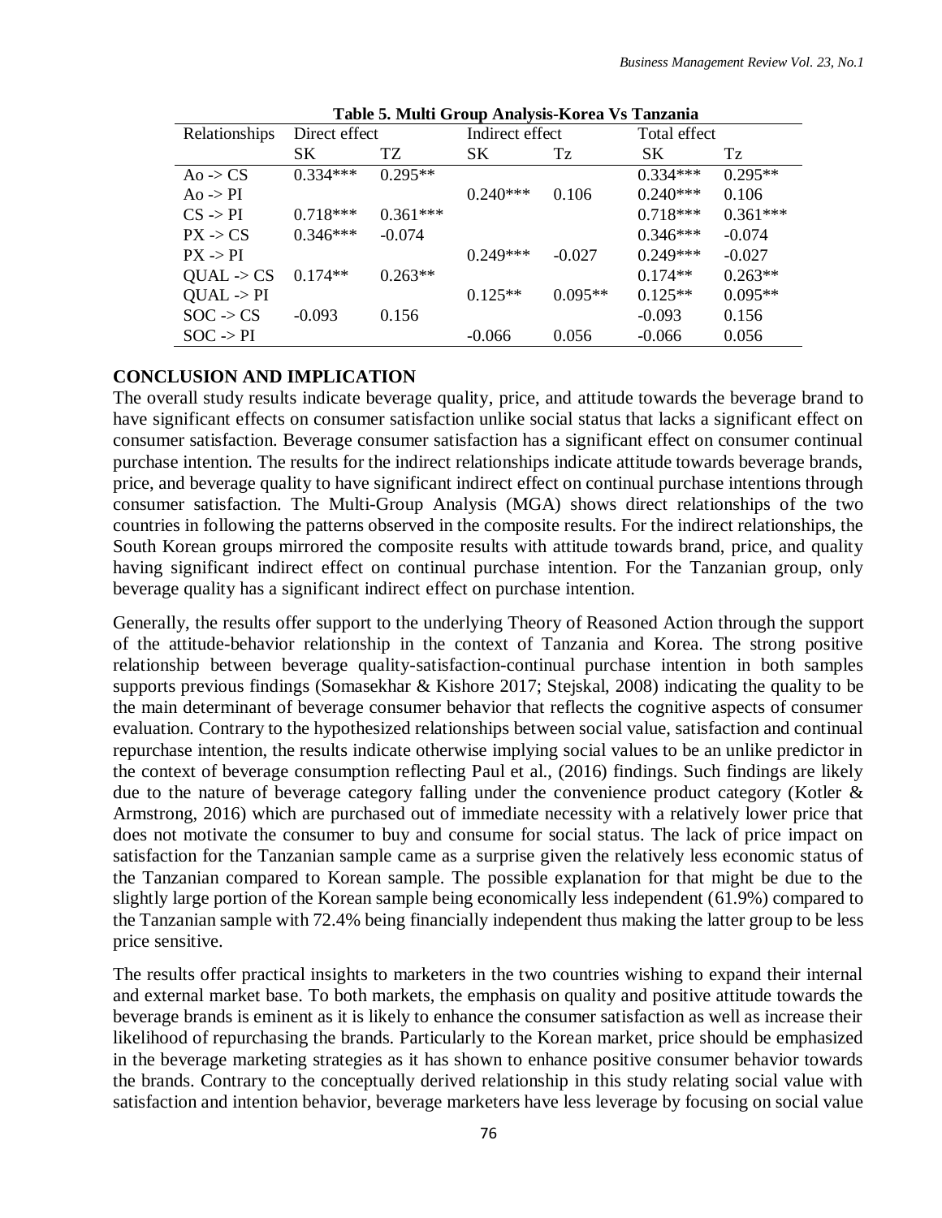**Table 5. Multi Group Analysis-Korea Vs Tanzania**

| Relationships | Direct effect | | Indirect effect | | Total effect | |
|---|---|---|---|---|---|---|
| | SK | TZ | SK | Tz | SK | Tz |
| Ao -> CS | 0.334*** | 0.295** | | | 0.334*** | 0.295** |
| Ao -> PI | | | 0.240*** | 0.106 | 0.240*** | 0.106 |
| CS -> PI | 0.718*** | 0.361*** | | | 0.718*** | 0.361*** |
| PX -> CS | 0.346*** | -0.074 | | | 0.346*** | -0.074 |
| PX -> PI | | | 0.249*** | -0.027 | 0.249*** | -0.027 |
| QUAL -> CS | 0.174** | 0.263** | | | 0.174** | 0.263** |
| QUAL -> PI | | | 0.125** | 0.095** | 0.125** | 0.095** |
| SOC -> CS | -0.093 | 0.156 | | | -0.093 | 0.156 |
| SOC -> PI | | | -0.066 | 0.056 | -0.066 | 0.056 |

## CONCLUSION AND IMPLICATION

The overall study results indicate beverage quality, price, and attitude towards the beverage brand to have significant effects on consumer satisfaction unlike social status that lacks a significant effect on consumer satisfaction. Beverage consumer satisfaction has a significant effect on consumer continual purchase intention. The results for the indirect relationships indicate attitude towards beverage brands, price, and beverage quality to have significant indirect effect on continual purchase intentions through consumer satisfaction. The Multi-Group Analysis (MGA) shows direct relationships of the two countries in following the patterns observed in the composite results. For the indirect relationships, the South Korean groups mirrored the composite results with attitude towards brand, price, and quality having significant indirect effect on continual purchase intention. For the Tanzanian group, only beverage quality has a significant indirect effect on purchase intention.

Generally, the results offer support to the underlying Theory of Reasoned Action through the support of the attitude-behavior relationship in the context of Tanzania and Korea. The strong positive relationship between beverage quality-satisfaction-continual purchase intention in both samples supports previous findings (Somasekhar & Kishore 2017; Stejskal, 2008) indicating the quality to be the main determinant of beverage consumer behavior that reflects the cognitive aspects of consumer evaluation. Contrary to the hypothesized relationships between social value, satisfaction and continual repurchase intention, the results indicate otherwise implying social values to be an unlike predictor in the context of beverage consumption reflecting Paul et al., (2016) findings. Such findings are likely due to the nature of beverage category falling under the convenience product category (Kotler & Armstrong, 2016) which are purchased out of immediate necessity with a relatively lower price that does not motivate the consumer to buy and consume for social status. The lack of price impact on satisfaction for the Tanzanian sample came as a surprise given the relatively less economic status of the Tanzanian compared to Korean sample. The possible explanation for that might be due to the slightly large portion of the Korean sample being economically less independent (61.9%) compared to the Tanzanian sample with 72.4% being financially independent thus making the latter group to be less price sensitive.

The results offer practical insights to marketers in the two countries wishing to expand their internal and external market base. To both markets, the emphasis on quality and positive attitude towards the beverage brands is eminent as it is likely to enhance the consumer satisfaction as well as increase their likelihood of repurchasing the brands. Particularly to the Korean market, price should be emphasized in the beverage marketing strategies as it has shown to enhance positive consumer behavior towards the brands. Contrary to the conceptually derived relationship in this study relating social value with satisfaction and intention behavior, beverage marketers have less leverage by focusing on social value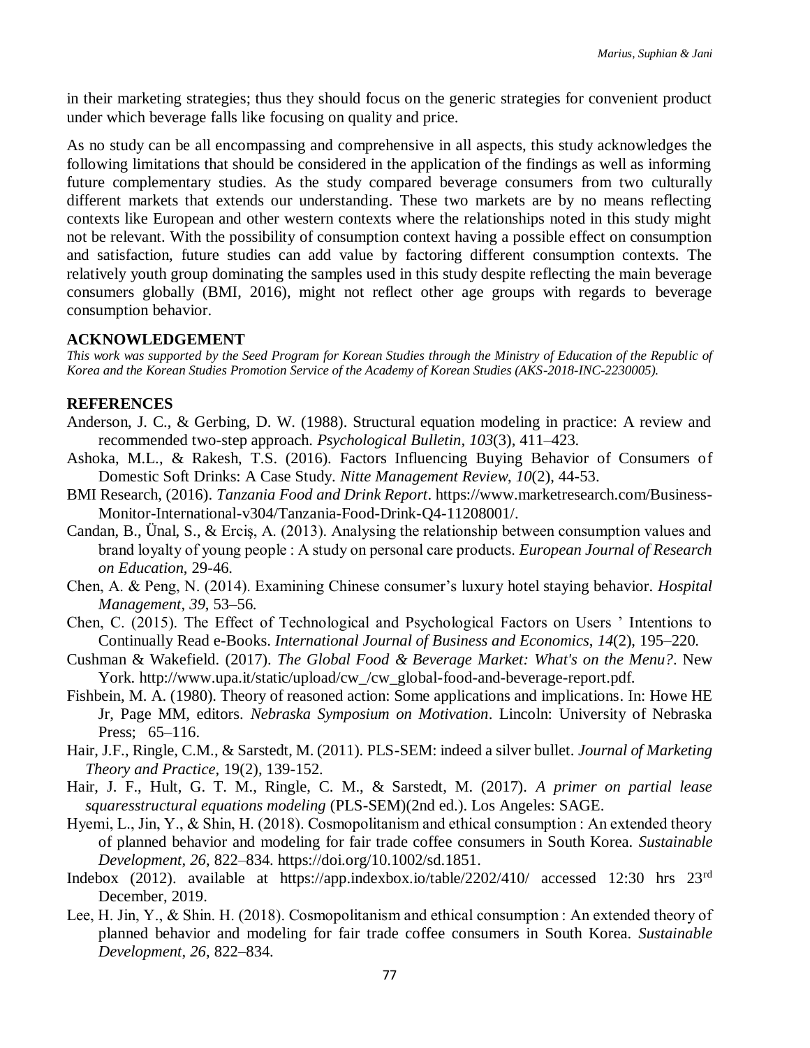in their marketing strategies; thus they should focus on the generic strategies for convenient product under which beverage falls like focusing on quality and price.

As no study can be all encompassing and comprehensive in all aspects, this study acknowledges the following limitations that should be considered in the application of the findings as well as informing future complementary studies. As the study compared beverage consumers from two culturally different markets that extends our understanding. These two markets are by no means reflecting contexts like European and other western contexts where the relationships noted in this study might not be relevant. With the possibility of consumption context having a possible effect on consumption and satisfaction, future studies can add value by factoring different consumption contexts. The relatively youth group dominating the samples used in this study despite reflecting the main beverage consumers globally (BMI, 2016), might not reflect other age groups with regards to beverage consumption behavior.

## ACKNOWLEDGEMENT

*This work was supported by the Seed Program for Korean Studies through the Ministry of Education of the Republic of Korea and the Korean Studies Promotion Service of the Academy of Korean Studies (AKS-2018-INC-2230005).*

## REFERENCES

Anderson, J. C., & Gerbing, D. W. (1988). Structural equation modeling in practice: A review and recommended two-step approach. *Psychological Bulletin*, *103*(3), 411–423.

Ashoka, M.L., & Rakesh, T.S. (2016). Factors Influencing Buying Behavior of Consumers of Domestic Soft Drinks: A Case Study. *Nitte Management Review*, *10*(2), 44-53.

BMI Research, (2016). *Tanzania Food and Drink Report*. https://www.marketresearch.com/Business-Monitor-International-v304/Tanzania-Food-Drink-Q4-11208001/.

Candan, B., Ünal, S., & Erciş, A. (2013). Analysing the relationship between consumption values and brand loyalty of young people : A study on personal care products. *European Journal of Research on Education*, 29-46.

Chen, A. & Peng, N. (2014). Examining Chinese consumer's luxury hotel staying behavior. *Hospital Management*, *39*, 53–56.

Chen, C. (2015). The Effect of Technological and Psychological Factors on Users ' Intentions to Continually Read e-Books. *International Journal of Business and Economics*, *14*(2), 195–220.

Cushman & Wakefield. (2017). *The Global Food & Beverage Market: What's on the Menu?*. New York. http://www.upa.it/static/upload/cw_/cw_global-food-and-beverage-report.pdf.

Fishbein, M. A. (1980). Theory of reasoned action: Some applications and implications. In: Howe HE Jr, Page MM, editors. *Nebraska Symposium on Motivation*. Lincoln: University of Nebraska Press; 65–116.

Hair, J.F., Ringle, C.M., & Sarstedt, M. (2011). PLS-SEM: indeed a silver bullet. *Journal of Marketing Theory and Practice*, 19(2), 139-152.

Hair, J. F., Hult, G. T. M., Ringle, C. M., & Sarstedt, M. (2017). *A primer on partial lease squaresstructural equations modeling* (PLS-SEM)(2nd ed.). Los Angeles: SAGE.

Hyemi, L., Jin, Y., & Shin, H. (2018). Cosmopolitanism and ethical consumption : An extended theory of planned behavior and modeling for fair trade coffee consumers in South Korea. *Sustainable Development*, *26*, 822–834. https://doi.org/10.1002/sd.1851.

Indebox (2012). available at https://app.indexbox.io/table/2202/410/ accessed 12:30 hrs 23rd December, 2019.

Lee, H. Jin, Y., & Shin. H. (2018). Cosmopolitanism and ethical consumption : An extended theory of planned behavior and modeling for fair trade coffee consumers in South Korea. *Sustainable Development*, *26*, 822–834.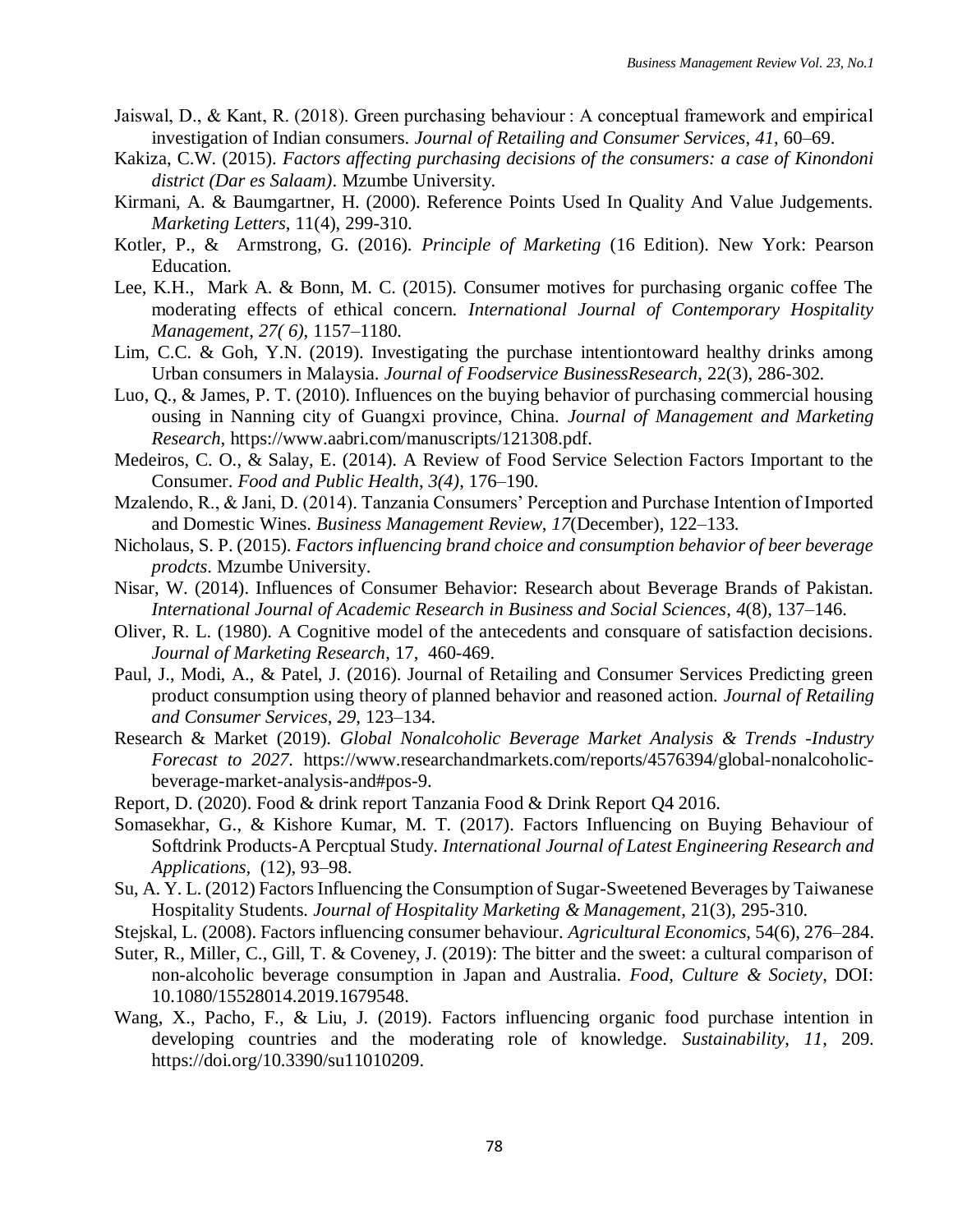Jaiswal, D., & Kant, R. (2018). Green purchasing behaviour : A conceptual framework and empirical investigation of Indian consumers. *Journal of Retailing and Consumer Services*, *41*, 60–69.

Kakiza, C.W. (2015). *Factors affecting purchasing decisions of the consumers: a case of Kinondoni district (Dar es Salaam)*. Mzumbe University.

Kirmani, A. & Baumgartner, H. (2000). Reference Points Used In Quality And Value Judgements. *Marketing Letters*, 11(4), 299-310.

Kotler, P., & Armstrong, G. (2016). *Principle of Marketing* (16 Edition). New York: Pearson Education.

Lee, K.H., Mark A. & Bonn, M. C. (2015). Consumer motives for purchasing organic coffee The moderating effects of ethical concern. *International Journal of Contemporary Hospitality Management*, *27( 6)*, 1157–1180.

Lim, C.C. & Goh, Y.N. (2019). Investigating the purchase intentiontoward healthy drinks among Urban consumers in Malaysia. *Journal of Foodservice BusinessResearch*, 22(3), 286-302.

Luo, Q., & James, P. T. (2010). Influences on the buying behavior of purchasing commercial housing ousing in Nanning city of Guangxi province, China. *Journal of Management and Marketing Research*, https://www.aabri.com/manuscripts/121308.pdf.

Medeiros, C. O., & Salay, E. (2014). A Review of Food Service Selection Factors Important to the Consumer. *Food and Public Health*, *3(4)*, 176–190.

Mzalendo, R., & Jani, D. (2014). Tanzania Consumers' Perception and Purchase Intention of Imported and Domestic Wines. *Business Management Review*, *17*(December), 122–133.

Nicholaus, S. P. (2015). *Factors influencing brand choice and consumption behavior of beer beverage prodcts*. Mzumbe University.

Nisar, W. (2014). Influences of Consumer Behavior: Research about Beverage Brands of Pakistan. *International Journal of Academic Research in Business and Social Sciences*, *4*(8), 137–146.

Oliver, R. L. (1980). A Cognitive model of the antecedents and consquare of satisfaction decisions. *Journal of Marketing Research*, 17, 460-469.

Paul, J., Modi, A., & Patel, J. (2016). Journal of Retailing and Consumer Services Predicting green product consumption using theory of planned behavior and reasoned action. *Journal of Retailing and Consumer Services*, *29*, 123–134.

Research & Market (2019). *Global Nonalcoholic Beverage Market Analysis & Trends -Industry Forecast to 2027.* https://www.researchandmarkets.com/reports/4576394/global-nonalcoholic-beverage-market-analysis-and#pos-9.

Report, D. (2020). Food & drink report Tanzania Food & Drink Report Q4 2016.

Somasekhar, G., & Kishore Kumar, M. T. (2017). Factors Influencing on Buying Behaviour of Softdrink Products-A Percptual Study. *International Journal of Latest Engineering Research and Applications,* (12), 93–98.

Su, A. Y. L. (2012) Factors Influencing the Consumption of Sugar-Sweetened Beverages by Taiwanese Hospitality Students. *Journal of Hospitality Marketing & Management*, 21(3), 295-310.

Stejskal, L. (2008). Factors influencing consumer behaviour. *Agricultural Economics*, 54(6), 276–284.

Suter, R., Miller, C., Gill, T. & Coveney, J. (2019): The bitter and the sweet: a cultural comparison of non-alcoholic beverage consumption in Japan and Australia. *Food, Culture & Society*, DOI: 10.1080/15528014.2019.1679548.

Wang, X., Pacho, F., & Liu, J. (2019). Factors influencing organic food purchase intention in developing countries and the moderating role of knowledge. *Sustainability*, *11*, 209. https://doi.org/10.3390/su11010209.